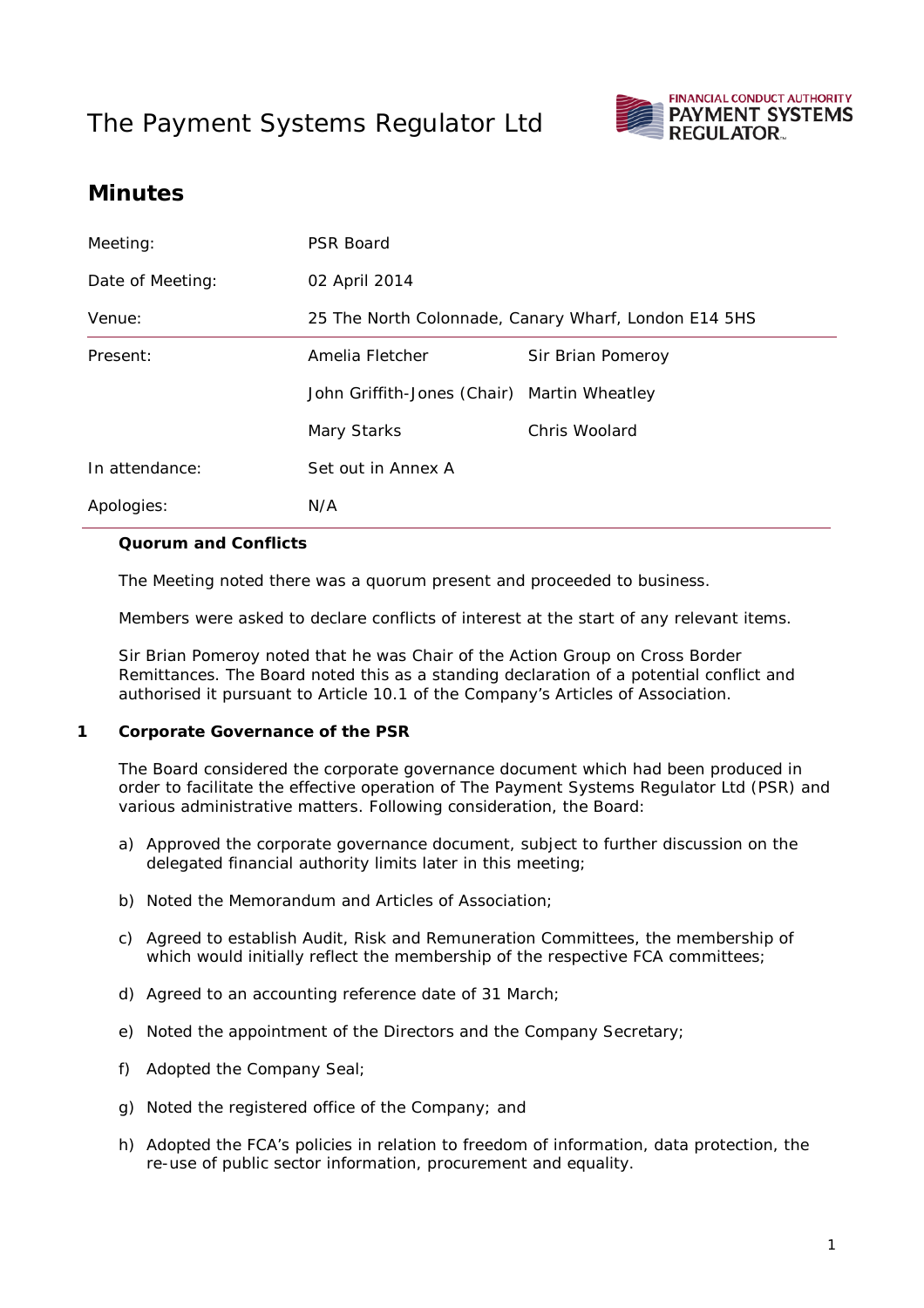# The Payment Systems Regulator Ltd

## Minutes

| | | |
|---|---|---|
| Meeting: | PSR Board | |
| Date of Meeting: | 02 April 2014 | |
| Venue: | 25 The North Colonnade, Canary Wharf, London E14 5HS | |
| Present: | Amelia Fletcher | Sir Brian Pomeroy |
| | John Griffith-Jones (Chair) | Martin Wheatley |
| | Mary Starks | Chris Woolard |
| In attendance: | Set out in Annex A | |
| Apologies: | N/A | |

**Quorum and Conflicts**

The Meeting noted there was a quorum present and proceeded to business.

Members were asked to declare conflicts of interest at the start of any relevant items.

Sir Brian Pomeroy noted that he was Chair of the Action Group on Cross Border Remittances. The Board noted this as a standing declaration of a potential conflict and authorised it pursuant to Article 10.1 of the Company's Articles of Association.

**1 Corporate Governance of the PSR**

The Board considered the corporate governance document which had been produced in order to facilitate the effective operation of The Payment Systems Regulator Ltd (PSR) and various administrative matters. Following consideration, the Board:

a) Approved the corporate governance document, subject to further discussion on the delegated financial authority limits later in this meeting;

b) Noted the Memorandum and Articles of Association;

c) Agreed to establish Audit, Risk and Remuneration Committees, the membership of which would initially reflect the membership of the respective FCA committees;

d) Agreed to an accounting reference date of 31 March;

e) Noted the appointment of the Directors and the Company Secretary;

f) Adopted the Company Seal;

g) Noted the registered office of the Company; and

h) Adopted the FCA's policies in relation to freedom of information, data protection, the re-use of public sector information, procurement and equality.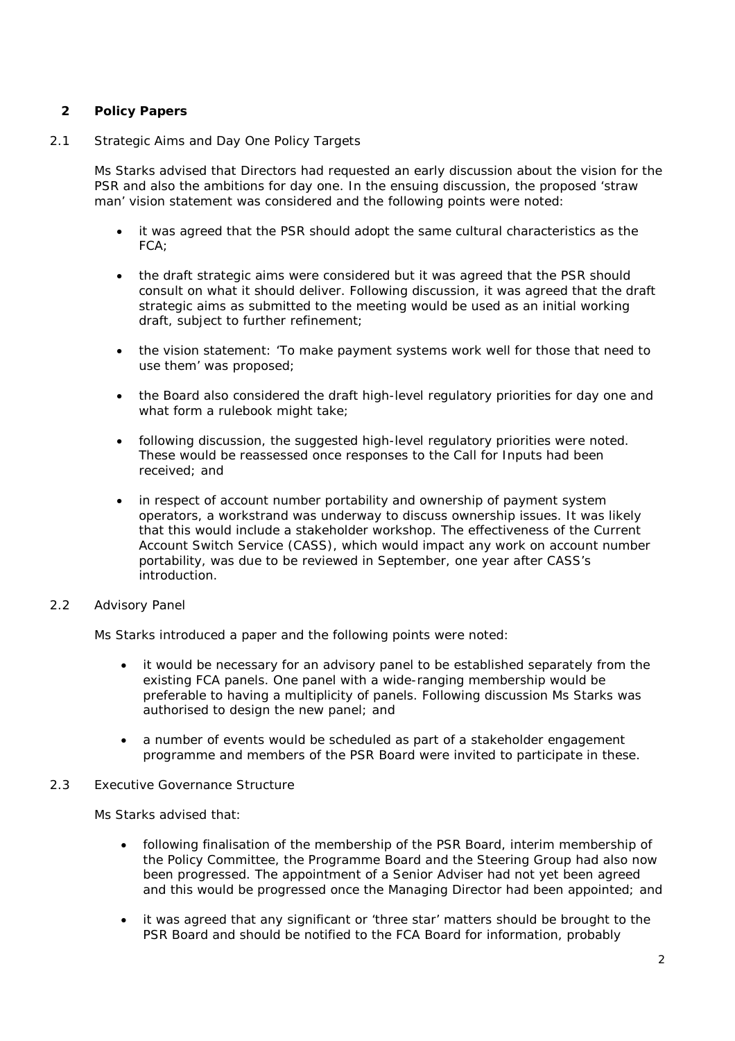## 2 Policy Papers

2.1 Strategic Aims and Day One Policy Targets

Ms Starks advised that Directors had requested an early discussion about the vision for the PSR and also the ambitions for day one. In the ensuing discussion, the proposed 'straw man' vision statement was considered and the following points were noted:

- it was agreed that the PSR should adopt the same cultural characteristics as the FCA;
- the draft strategic aims were considered but it was agreed that the PSR should consult on what it should deliver. Following discussion, it was agreed that the draft strategic aims as submitted to the meeting would be used as an initial working draft, subject to further refinement;
- the vision statement: 'To make payment systems work well for those that need to use them' was proposed;
- the Board also considered the draft high-level regulatory priorities for day one and what form a rulebook might take;
- following discussion, the suggested high-level regulatory priorities were noted. These would be reassessed once responses to the Call for Inputs had been received; and
- in respect of account number portability and ownership of payment system operators, a workstrand was underway to discuss ownership issues. It was likely that this would include a stakeholder workshop. The effectiveness of the Current Account Switch Service (CASS), which would impact any work on account number portability, was due to be reviewed in September, one year after CASS's introduction.

2.2 Advisory Panel

Ms Starks introduced a paper and the following points were noted:

- it would be necessary for an advisory panel to be established separately from the existing FCA panels. One panel with a wide-ranging membership would be preferable to having a multiplicity of panels. Following discussion Ms Starks was authorised to design the new panel; and
- a number of events would be scheduled as part of a stakeholder engagement programme and members of the PSR Board were invited to participate in these.

2.3 Executive Governance Structure

Ms Starks advised that:

- following finalisation of the membership of the PSR Board, interim membership of the Policy Committee, the Programme Board and the Steering Group had also now been progressed. The appointment of a Senior Adviser had not yet been agreed and this would be progressed once the Managing Director had been appointed; and
- it was agreed that any significant or 'three star' matters should be brought to the PSR Board and should be notified to the FCA Board for information, probably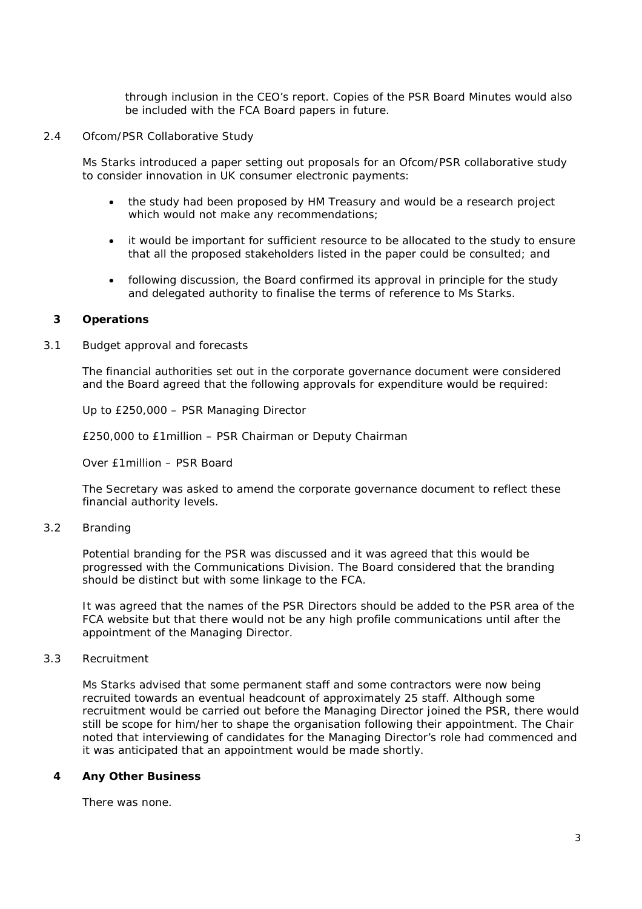through inclusion in the CEO's report. Copies of the PSR Board Minutes would also be included with the FCA Board papers in future.

2.4 Ofcom/PSR Collaborative Study

Ms Starks introduced a paper setting out proposals for an Ofcom/PSR collaborative study to consider innovation in UK consumer electronic payments:

- the study had been proposed by HM Treasury and would be a research project which would not make any recommendations;
- it would be important for sufficient resource to be allocated to the study to ensure that all the proposed stakeholders listed in the paper could be consulted; and
- following discussion, the Board confirmed its approval in principle for the study and delegated authority to finalise the terms of reference to Ms Starks.

## 3 Operations

3.1 Budget approval and forecasts

The financial authorities set out in the corporate governance document were considered and the Board agreed that the following approvals for expenditure would be required:

Up to £250,000 – PSR Managing Director

£250,000 to £1million – PSR Chairman or Deputy Chairman

Over £1million – PSR Board

The Secretary was asked to amend the corporate governance document to reflect these financial authority levels.

3.2 Branding

Potential branding for the PSR was discussed and it was agreed that this would be progressed with the Communications Division. The Board considered that the branding should be distinct but with some linkage to the FCA.

It was agreed that the names of the PSR Directors should be added to the PSR area of the FCA website but that there would not be any high profile communications until after the appointment of the Managing Director.

3.3 Recruitment

Ms Starks advised that some permanent staff and some contractors were now being recruited towards an eventual headcount of approximately 25 staff. Although some recruitment would be carried out before the Managing Director joined the PSR, there would still be scope for him/her to shape the organisation following their appointment. The Chair noted that interviewing of candidates for the Managing Director's role had commenced and it was anticipated that an appointment would be made shortly.

## 4 Any Other Business

There was none.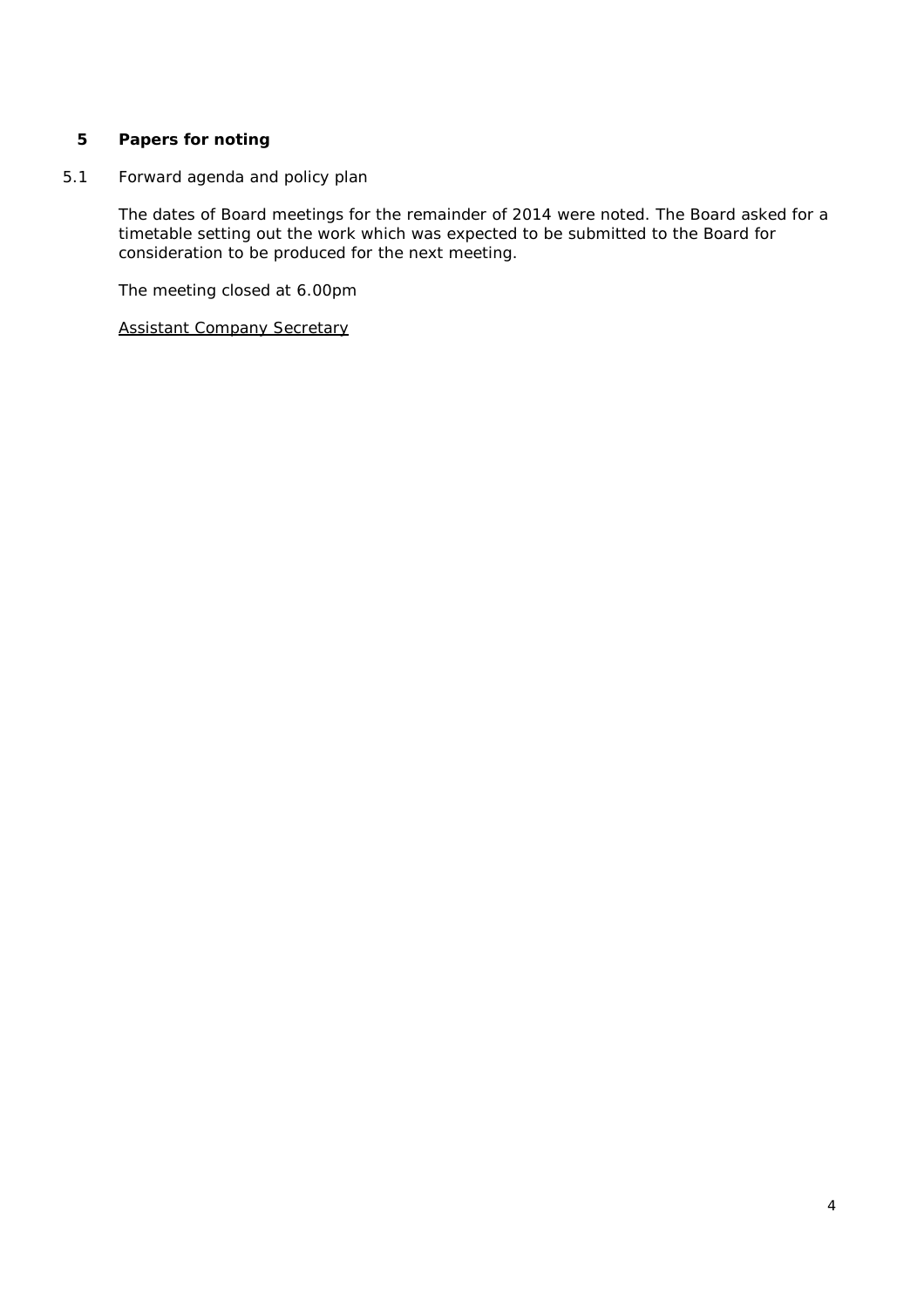## 5 Papers for noting

5.1 Forward agenda and policy plan

The dates of Board meetings for the remainder of 2014 were noted. The Board asked for a timetable setting out the work which was expected to be submitted to the Board for consideration to be produced for the next meeting.

The meeting closed at 6.00pm

Assistant Company Secretary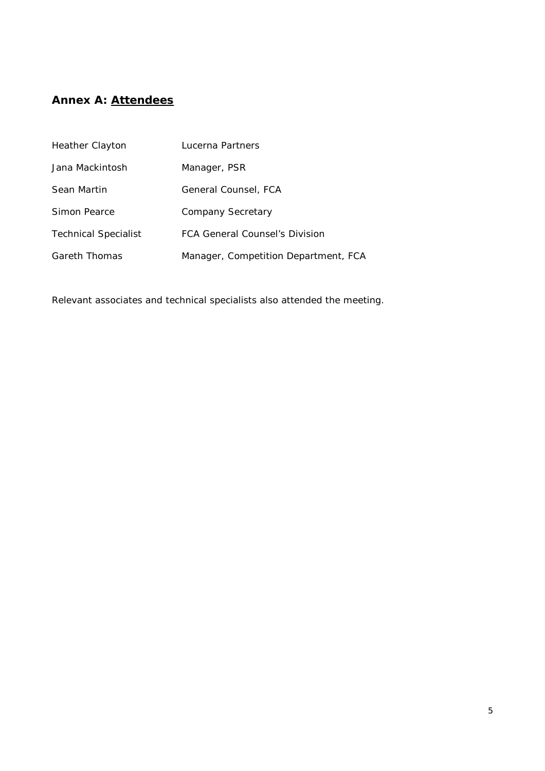## Annex A: <u>Attendees</u>

| | |
|---|---|
| Heather Clayton | Lucerna Partners |
| Jana Mackintosh | Manager, PSR |
| Sean Martin | General Counsel, FCA |
| Simon Pearce | Company Secretary |
| Technical Specialist | FCA General Counsel's Division |
| Gareth Thomas | Manager, Competition Department, FCA |

Relevant associates and technical specialists also attended the meeting.